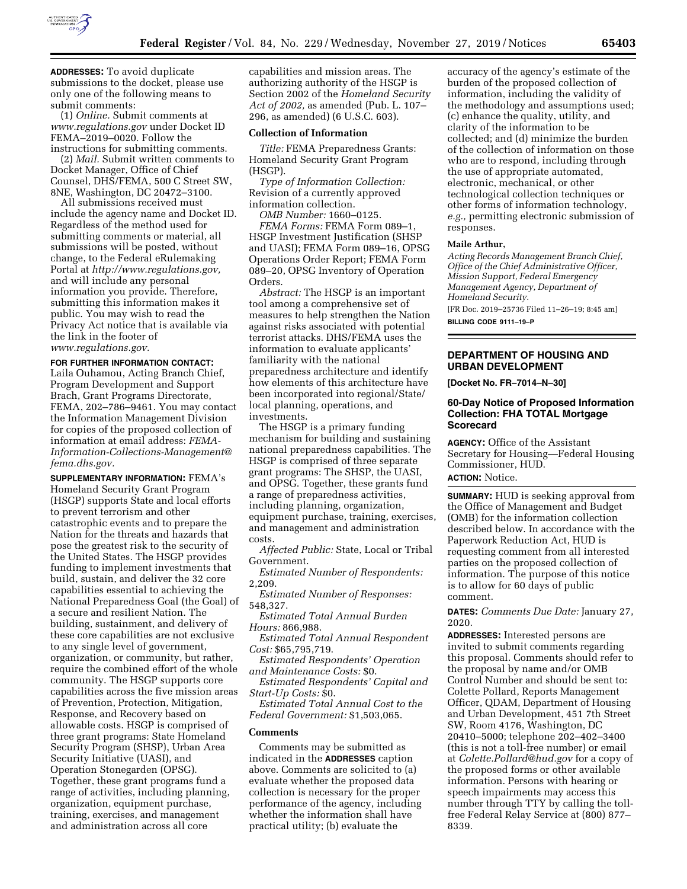**ADDRESSES:** To avoid duplicate submissions to the docket, please use only one of the following means to submit comments:

(1) *Online.* Submit comments at *www.regulations.gov* under Docket ID FEMA–2019–0020. Follow the instructions for submitting comments.

(2) *Mail.* Submit written comments to Docket Manager, Office of Chief Counsel, DHS/FEMA, 500 C Street SW, 8NE, Washington, DC 20472–3100.

All submissions received must include the agency name and Docket ID. Regardless of the method used for submitting comments or material, all submissions will be posted, without change, to the Federal eRulemaking Portal at *http://www.regulations.gov,* and will include any personal information you provide. Therefore, submitting this information makes it public. You may wish to read the Privacy Act notice that is available via the link in the footer of *www.regulations.gov.*

**FOR FURTHER INFORMATION CONTACT:** Laila Ouhamou, Acting Branch Chief, Program Development and Support Brach, Grant Programs Directorate, FEMA, 202–786–9461. You may contact the Information Management Division for copies of the proposed collection of information at email address: *FEMA-Information-Collections-Management@fema.dhs.gov.*

**SUPPLEMENTARY INFORMATION:** FEMA's Homeland Security Grant Program (HSGP) supports State and local efforts to prevent terrorism and other catastrophic events and to prepare the Nation for the threats and hazards that pose the greatest risk to the security of the United States. The HSGP provides funding to implement investments that build, sustain, and deliver the 32 core capabilities essential to achieving the National Preparedness Goal (the Goal) of a secure and resilient Nation. The building, sustainment, and delivery of these core capabilities are not exclusive to any single level of government, organization, or community, but rather, require the combined effort of the whole community. The HSGP supports core capabilities across the five mission areas of Prevention, Protection, Mitigation, Response, and Recovery based on allowable costs. HSGP is comprised of three grant programs: State Homeland Security Program (SHSP), Urban Area Security Initiative (UASI), and Operation Stonegarden (OPSG). Together, these grant programs fund a range of activities, including planning, organization, equipment purchase, training, exercises, and management and administration across all core capabilities and mission areas. The authorizing authority of the HSGP is Section 2002 of the *Homeland Security Act of 2002,* as amended (Pub. L. 107–296, as amended) (6 U.S.C. 603).

### Collection of Information

*Title:* FEMA Preparedness Grants: Homeland Security Grant Program (HSGP).

*Type of Information Collection:* Revision of a currently approved information collection.

*OMB Number:* 1660–0125.

*FEMA Forms:* FEMA Form 089–1, HSGP Investment Justification (SHSP and UASI); FEMA Form 089–16, OPSG Operations Order Report; FEMA Form 089–20, OPSG Inventory of Operation Orders.

*Abstract:* The HSGP is an important tool among a comprehensive set of measures to help strengthen the Nation against risks associated with potential terrorist attacks. DHS/FEMA uses the information to evaluate applicants' familiarity with the national preparedness architecture and identify how elements of this architecture have been incorporated into regional/State/local planning, operations, and investments.

The HSGP is a primary funding mechanism for building and sustaining national preparedness capabilities. The HSGP is comprised of three separate grant programs: The SHSP, the UASI, and OPSG. Together, these grants fund a range of preparedness activities, including planning, organization, equipment purchase, training, exercises, and management and administration costs.

*Affected Public:* State, Local or Tribal Government.

*Estimated Number of Respondents:* 2,209.

*Estimated Number of Responses:* 548,327.

*Estimated Total Annual Burden Hours:* 866,988.

*Estimated Total Annual Respondent Cost:* $65,795,719.

*Estimated Respondents' Operation and Maintenance Costs:* $0.

*Estimated Respondents' Capital and Start-Up Costs:* $0.

*Estimated Total Annual Cost to the Federal Government:* $1,503,065.

### Comments

Comments may be submitted as indicated in the **ADDRESSES** caption above. Comments are solicited to (a) evaluate whether the proposed data collection is necessary for the proper performance of the agency, including whether the information shall have practical utility; (b) evaluate the accuracy of the agency's estimate of the burden of the proposed collection of information, including the validity of the methodology and assumptions used; (c) enhance the quality, utility, and clarity of the information to be collected; and (d) minimize the burden of the collection of information on those who are to respond, including through the use of appropriate automated, electronic, mechanical, or other technological collection techniques or other forms of information technology, *e.g.,* permitting electronic submission of responses.

**Maile Arthur,**

*Acting Records Management Branch Chief, Office of the Chief Administrative Officer, Mission Support, Federal Emergency Management Agency, Department of Homeland Security.*

[FR Doc. 2019–25736 Filed 11–26–19; 8:45 am]

**BILLING CODE 9111–19–P**

## DEPARTMENT OF HOUSING AND URBAN DEVELOPMENT

**[Docket No. FR–7014–N–30]**

## 60-Day Notice of Proposed Information Collection: FHA TOTAL Mortgage Scorecard

**AGENCY:** Office of the Assistant Secretary for Housing—Federal Housing Commissioner, HUD.

**ACTION:** Notice.

**SUMMARY:** HUD is seeking approval from the Office of Management and Budget (OMB) for the information collection described below. In accordance with the Paperwork Reduction Act, HUD is requesting comment from all interested parties on the proposed collection of information. The purpose of this notice is to allow for 60 days of public comment.

**DATES:** *Comments Due Date:* January 27, 2020.

**ADDRESSES:** Interested persons are invited to submit comments regarding this proposal. Comments should refer to the proposal by name and/or OMB Control Number and should be sent to: Colette Pollard, Reports Management Officer, QDAM, Department of Housing and Urban Development, 451 7th Street SW, Room 4176, Washington, DC 20410–5000; telephone 202–402–3400 (this is not a toll-free number) or email at *Colette.Pollard@hud.gov* for a copy of the proposed forms or other available information. Persons with hearing or speech impairments may access this number through TTY by calling the toll-free Federal Relay Service at (800) 877–8339.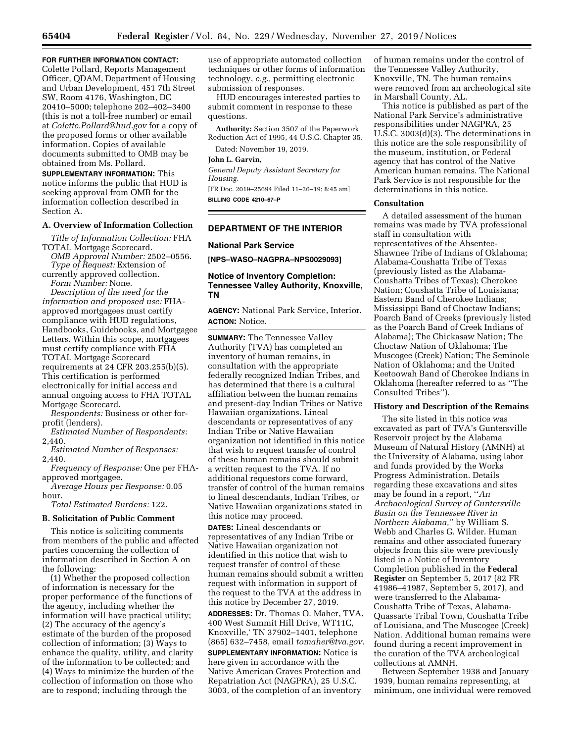**FOR FURTHER INFORMATION CONTACT:** Colette Pollard, Reports Management Officer, QDAM, Department of Housing and Urban Development, 451 7th Street SW, Room 4176, Washington, DC 20410–5000; telephone 202–402–3400 (this is not a toll-free number) or email at *Colette.Pollard@hud.gov* for a copy of the proposed forms or other available information. Copies of available documents submitted to OMB may be obtained from Ms. Pollard.

**SUPPLEMENTARY INFORMATION:** This notice informs the public that HUD is seeking approval from OMB for the information collection described in Section A.

### A. Overview of Information Collection

*Title of Information Collection:* FHA TOTAL Mortgage Scorecard.

*OMB Approval Number:* 2502–0556.

*Type of Request:* Extension of currently approved collection.

*Form Number:* None.

*Description of the need for the information and proposed use:* FHA-approved mortgagees must certify compliance with HUD regulations, Handbooks, Guidebooks, and Mortgagee Letters. Within this scope, mortgagees must certify compliance with FHA TOTAL Mortgage Scorecard requirements at 24 CFR 203.255(b)(5). This certification is performed electronically for initial access and annual ongoing access to FHA TOTAL Mortgage Scorecard.

*Respondents:* Business or other for-profit (lenders).

*Estimated Number of Respondents:* 2,440.

*Estimated Number of Responses:* 2,440.

*Frequency of Response:* One per FHA-approved mortgagee.

*Average Hours per Response:* 0.05 hour.

*Total Estimated Burdens:* 122.

### B. Solicitation of Public Comment

This notice is soliciting comments from members of the public and affected parties concerning the collection of information described in Section A on the following:

(1) Whether the proposed collection of information is necessary for the proper performance of the functions of the agency, including whether the information will have practical utility; (2) The accuracy of the agency's estimate of the burden of the proposed collection of information; (3) Ways to enhance the quality, utility, and clarity of the information to be collected; and (4) Ways to minimize the burden of the collection of information on those who are to respond; including through the use of appropriate automated collection techniques or other forms of information technology, *e.g.,* permitting electronic submission of responses.

HUD encourages interested parties to submit comment in response to these questions.

**Authority:** Section 3507 of the Paperwork Reduction Act of 1995, 44 U.S.C. Chapter 35.

Dated: November 19, 2019.

**John L. Garvin,**

*General Deputy Assistant Secretary for Housing.*

[FR Doc. 2019–25694 Filed 11–26–19; 8:45 am]

**BILLING CODE 4210–67–P**

## DEPARTMENT OF THE INTERIOR

### National Park Service

**[NPS–WASO–NAGPRA–NPS0029093]**

## Notice of Inventory Completion: Tennessee Valley Authority, Knoxville, TN

**AGENCY:** National Park Service, Interior.

**ACTION:** Notice.

**SUMMARY:** The Tennessee Valley Authority (TVA) has completed an inventory of human remains, in consultation with the appropriate federally recognized Indian Tribes, and has determined that there is a cultural affiliation between the human remains and present-day Indian Tribes or Native Hawaiian organizations. Lineal descendants or representatives of any Indian Tribe or Native Hawaiian organization not identified in this notice that wish to request transfer of control of these human remains should submit a written request to the TVA. If no additional requestors come forward, transfer of control of the human remains to lineal descendants, Indian Tribes, or Native Hawaiian organizations stated in this notice may proceed.

**DATES:** Lineal descendants or representatives of any Indian Tribe or Native Hawaiian organization not identified in this notice that wish to request transfer of control of these human remains should submit a written request with information in support of the request to the TVA at the address in this notice by December 27, 2019.

**ADDRESSES:** Dr. Thomas O. Maher, TVA, 400 West Summit Hill Drive, WT11C, Knoxville,' TN 37902–1401, telephone (865) 632–7458, email *tomaher@tva.gov.*

**SUPPLEMENTARY INFORMATION:** Notice is here given in accordance with the Native American Graves Protection and Repatriation Act (NAGPRA), 25 U.S.C. 3003, of the completion of an inventory of human remains under the control of the Tennessee Valley Authority, Knoxville, TN. The human remains were removed from an archeological site in Marshall County, AL.

This notice is published as part of the National Park Service's administrative responsibilities under NAGPRA, 25 U.S.C. 3003(d)(3). The determinations in this notice are the sole responsibility of the museum, institution, or Federal agency that has control of the Native American human remains. The National Park Service is not responsible for the determinations in this notice.

### Consultation

A detailed assessment of the human remains was made by TVA professional staff in consultation with representatives of the Absentee-Shawnee Tribe of Indians of Oklahoma; Alabama-Coushatta Tribe of Texas (previously listed as the Alabama-Coushatta Tribes of Texas); Cherokee Nation; Coushatta Tribe of Louisiana; Eastern Band of Cherokee Indians; Mississippi Band of Choctaw Indians; Poarch Band of Creeks (previously listed as the Poarch Band of Creek Indians of Alabama); The Chickasaw Nation; The Choctaw Nation of Oklahoma; The Muscogee (Creek) Nation; The Seminole Nation of Oklahoma; and the United Keetoowah Band of Cherokee Indians in Oklahoma (hereafter referred to as ''The Consulted Tribes'').

### History and Description of the Remains

The site listed in this notice was excavated as part of TVA's Guntersville Reservoir project by the Alabama Museum of Natural History (AMNH) at the University of Alabama, using labor and funds provided by the Works Progress Administration. Details regarding these excavations and sites may be found in a report, ''*An Archaeological Survey of Guntersville Basin on the Tennessee River in Northern Alabama,*'' by William S. Webb and Charles G. Wilder. Human remains and other associated funerary objects from this site were previously listed in a Notice of Inventory Completion published in the **Federal Register** on September 5, 2017 (82 FR 41986–41987, September 5, 2017), and were transferred to the Alabama-Coushatta Tribe of Texas, Alabama-Quassarte Tribal Town, Coushatta Tribe of Louisiana, and The Muscogee (Creek) Nation. Additional human remains were found during a recent improvement in the curation of the TVA archeological collections at AMNH.

Between September 1938 and January 1939, human remains representing, at minimum, one individual were removed